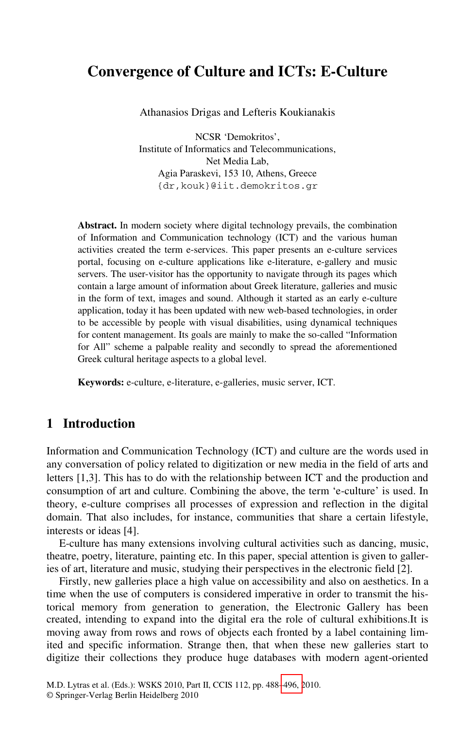# Convergence of Culture and ICTs: E-Culture

Athanasios Drigas and Lefteris Koukianakis

NCSR 'Demokritos',
Institute of Informatics and Telecommunications,
Net Media Lab,
Agia Paraskevi, 153 10, Athens, Greece
{dr,kouk}@iit.demokritos.gr

**Abstract.** In modern society where digital technology prevails, the combination of Information and Communication technology (ICT) and the various human activities created the term e-services. This paper presents an e-culture services portal, focusing on e-culture applications like e-literature, e-gallery and music servers. The user-visitor has the opportunity to navigate through its pages which contain a large amount of information about Greek literature, galleries and music in the form of text, images and sound. Although it started as an early e-culture application, today it has been updated with new web-based technologies, in order to be accessible by people with visual disabilities, using dynamical techniques for content management. Its goals are mainly to make the so-called "Information for All" scheme a palpable reality and secondly to spread the aforementioned Greek cultural heritage aspects to a global level.

**Keywords:** e-culture, e-literature, e-galleries, music server, ICT.

## 1 Introduction

Information and Communication Technology (ICT) and culture are the words used in any conversation of policy related to digitization or new media in the field of arts and letters [1,3]. This has to do with the relationship between ICT and the production and consumption of art and culture. Combining the above, the term 'e-culture' is used. In theory, e-culture comprises all processes of expression and reflection in the digital domain. That also includes, for instance, communities that share a certain lifestyle, interests or ideas [4].

E-culture has many extensions involving cultural activities such as dancing, music, theatre, poetry, literature, painting etc. In this paper, special attention is given to galleries of art, literature and music, studying their perspectives in the electronic field [2].

Firstly, new galleries place a high value on accessibility and also on aesthetics. In a time when the use of computers is considered imperative in order to transmit the historical memory from generation to generation, the Electronic Gallery has been created, intending to expand into the digital era the role of cultural exhibitions.It is moving away from rows and rows of objects each fronted by a label containing limited and specific information. Strange then, that when these new galleries start to digitize their collections they produce huge databases with modern agent-oriented

M.D. Lytras et al. (Eds.): WSKS 2010, Part II, CCIS 112, pp. 488–496, 2010.
© Springer-Verlag Berlin Heidelberg 2010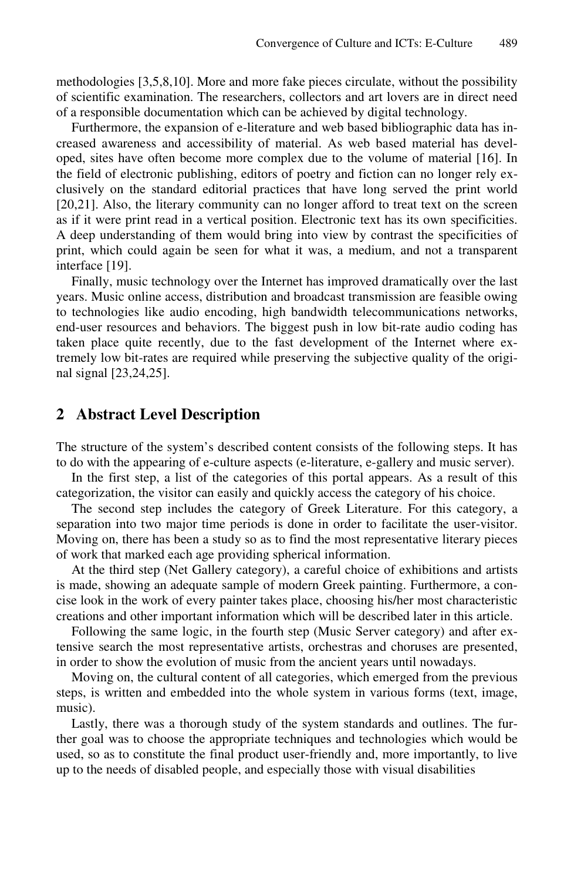methodologies [3,5,8,10]. More and more fake pieces circulate, without the possibility of scientific examination. The researchers, collectors and art lovers are in direct need of a responsible documentation which can be achieved by digital technology.

Furthermore, the expansion of e-literature and web based bibliographic data has increased awareness and accessibility of material. As web based material has developed, sites have often become more complex due to the volume of material [16]. In the field of electronic publishing, editors of poetry and fiction can no longer rely exclusively on the standard editorial practices that have long served the print world [20,21]. Also, the literary community can no longer afford to treat text on the screen as if it were print read in a vertical position. Electronic text has its own specificities. A deep understanding of them would bring into view by contrast the specificities of print, which could again be seen for what it was, a medium, and not a transparent interface [19].

Finally, music technology over the Internet has improved dramatically over the last years. Music online access, distribution and broadcast transmission are feasible owing to technologies like audio encoding, high bandwidth telecommunications networks, end-user resources and behaviors. The biggest push in low bit-rate audio coding has taken place quite recently, due to the fast development of the Internet where extremely low bit-rates are required while preserving the subjective quality of the original signal [23,24,25].

## 2 Abstract Level Description

The structure of the system's described content consists of the following steps. It has to do with the appearing of e-culture aspects (e-literature, e-gallery and music server).

In the first step, a list of the categories of this portal appears. As a result of this categorization, the visitor can easily and quickly access the category of his choice.

The second step includes the category of Greek Literature. For this category, a separation into two major time periods is done in order to facilitate the user-visitor. Moving on, there has been a study so as to find the most representative literary pieces of work that marked each age providing spherical information.

At the third step (Net Gallery category), a careful choice of exhibitions and artists is made, showing an adequate sample of modern Greek painting. Furthermore, a concise look in the work of every painter takes place, choosing his/her most characteristic creations and other important information which will be described later in this article.

Following the same logic, in the fourth step (Music Server category) and after extensive search the most representative artists, orchestras and choruses are presented, in order to show the evolution of music from the ancient years until nowadays.

Moving on, the cultural content of all categories, which emerged from the previous steps, is written and embedded into the whole system in various forms (text, image, music).

Lastly, there was a thorough study of the system standards and outlines. The further goal was to choose the appropriate techniques and technologies which would be used, so as to constitute the final product user-friendly and, more importantly, to live up to the needs of disabled people, and especially those with visual disabilities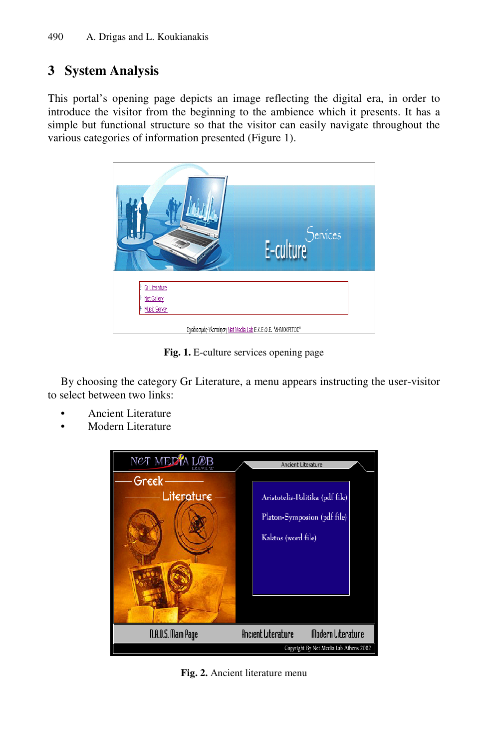## 3 System Analysis

This portal's opening page depicts an image reflecting the digital era, in order to introduce the visitor from the beginning to the ambience which it presents. It has a simple but functional structure so that the visitor can easily navigate throughout the various categories of information presented (Figure 1).

**Fig. 1.** E-culture services opening page

By choosing the category Gr Literature, a menu appears instructing the user-visitor to select between two links:

- Ancient Literature
- Modern Literature

**Fig. 2.** Ancient literature menu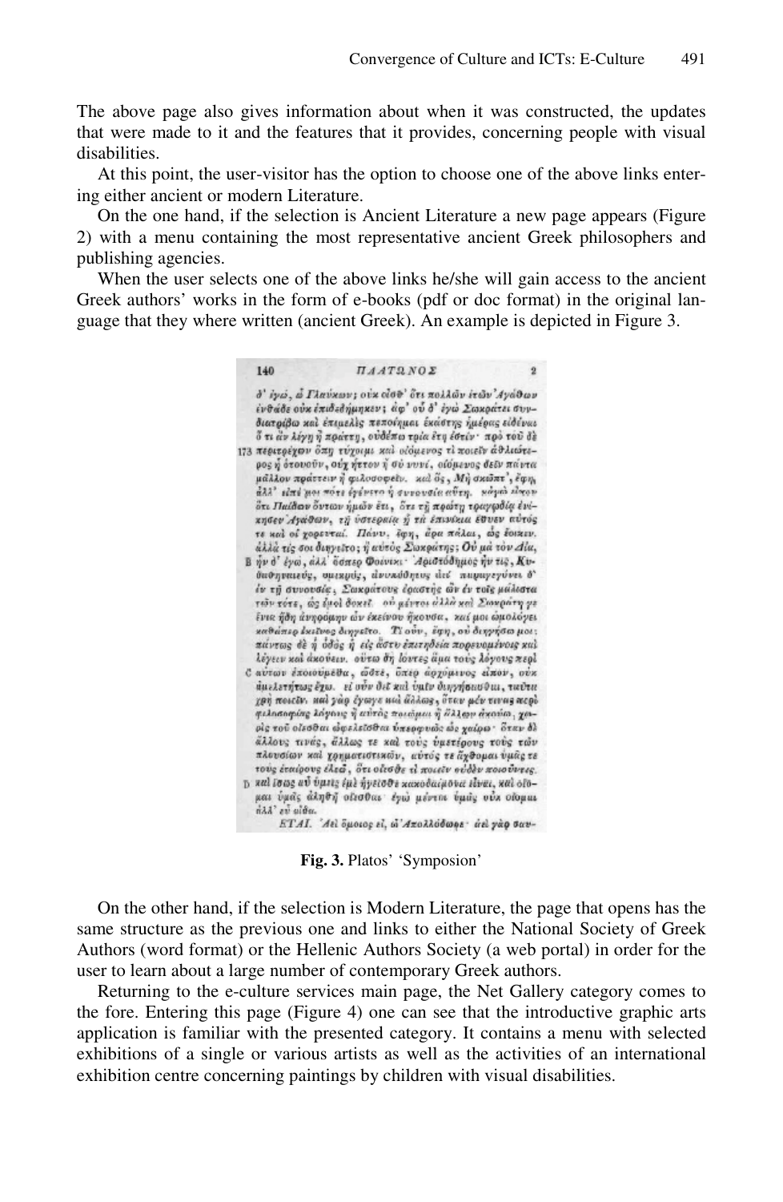The above page also gives information about when it was constructed, the updates that were made to it and the features that it provides, concerning people with visual disabilities.

At this point, the user-visitor has the option to choose one of the above links entering either ancient or modern Literature.

On the one hand, if the selection is Ancient Literature a new page appears (Figure 2) with a menu containing the most representative ancient Greek philosophers and publishing agencies.

When the user selects one of the above links he/she will gain access to the ancient Greek authors' works in the form of e-books (pdf or doc format) in the original language that they where written (ancient Greek). An example is depicted in Figure 3.

**Fig. 3.** Platos' 'Symposion'

On the other hand, if the selection is Modern Literature, the page that opens has the same structure as the previous one and links to either the National Society of Greek Authors (word format) or the Hellenic Authors Society (a web portal) in order for the user to learn about a large number of contemporary Greek authors.

Returning to the e-culture services main page, the Net Gallery category comes to the fore. Entering this page (Figure 4) one can see that the introductive graphic arts application is familiar with the presented category. It contains a menu with selected exhibitions of a single or various artists as well as the activities of an international exhibition centre concerning paintings by children with visual disabilities.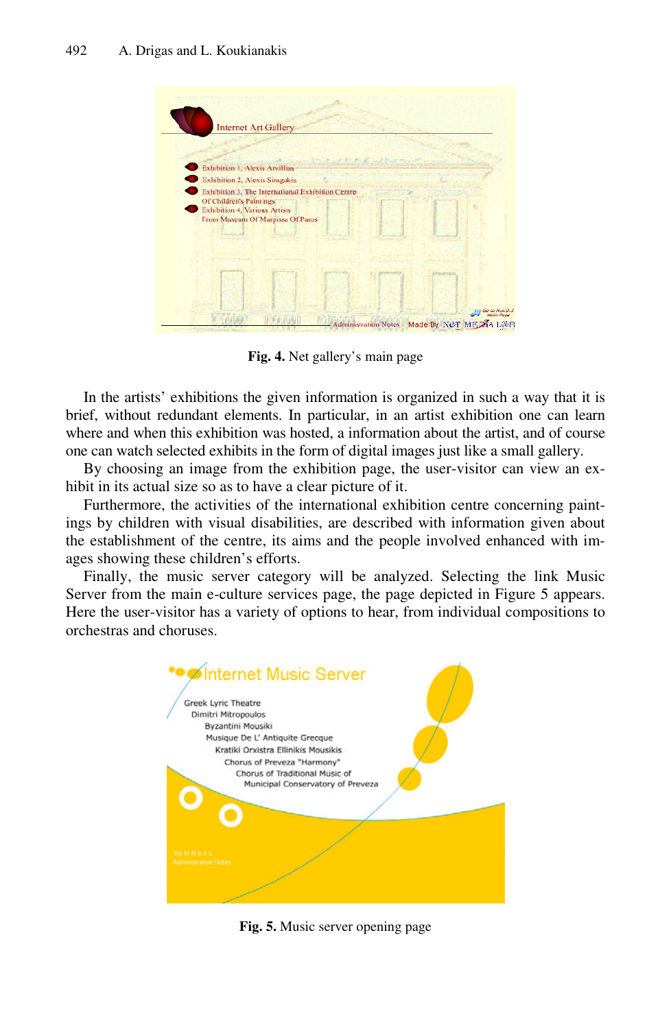Fig. 4. Net gallery's main page

In the artists' exhibitions the given information is organized in such a way that it is brief, without redundant elements. In particular, in an artist exhibition one can learn where and when this exhibition was hosted, a information about the artist, and of course one can watch selected exhibits in the form of digital images just like a small gallery.

By choosing an image from the exhibition page, the user-visitor can view an exhibit in its actual size so as to have a clear picture of it.

Furthermore, the activities of the international exhibition centre concerning paintings by children with visual disabilities, are described with information given about the establishment of the centre, its aims and the people involved enhanced with images showing these children's efforts.

Finally, the music server category will be analyzed. Selecting the link Music Server from the main e-culture services page, the page depicted in Figure 5 appears. Here the user-visitor has a variety of options to hear, from individual compositions to orchestras and choruses.

Fig. 5. Music server opening page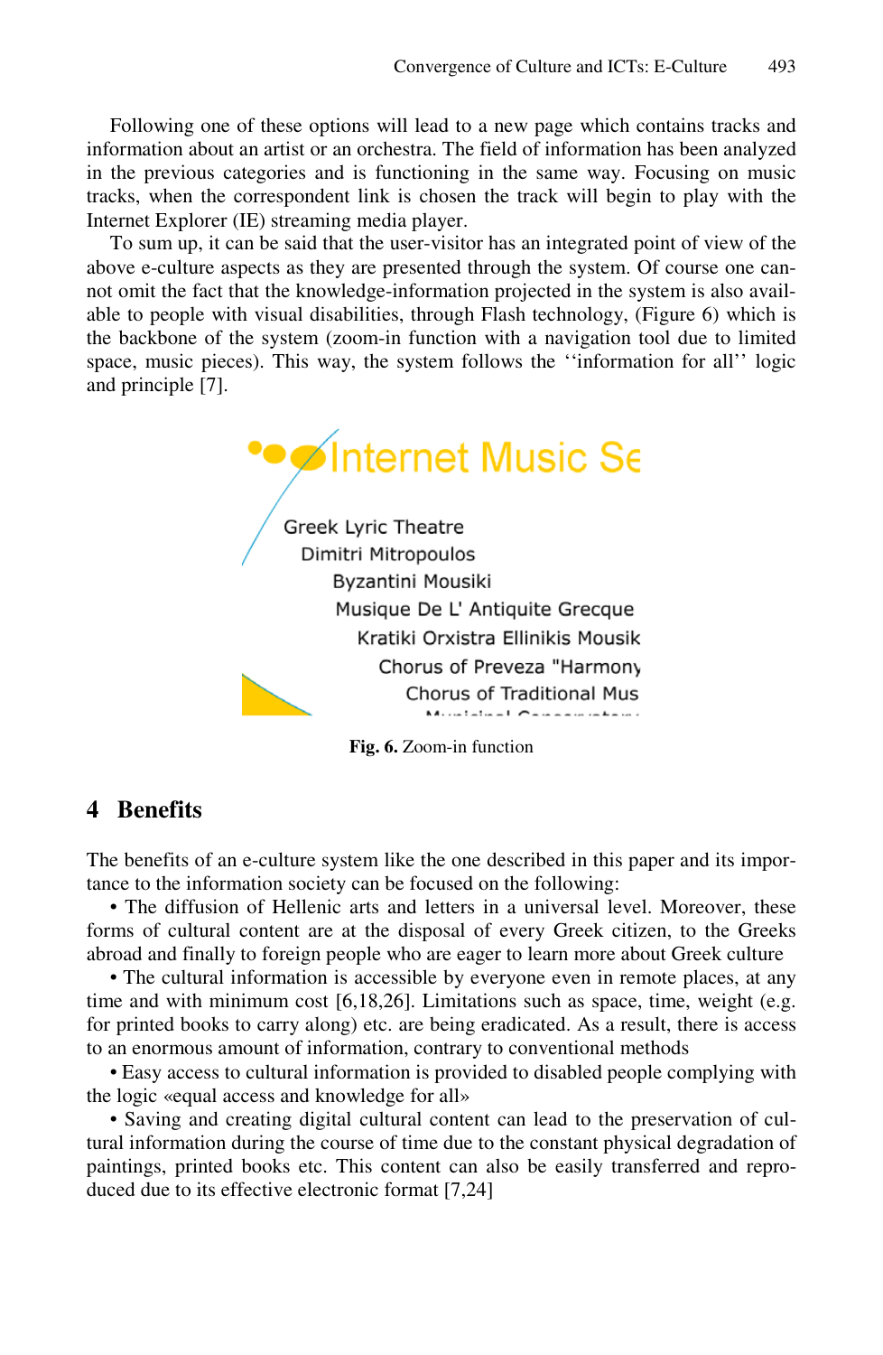Following one of these options will lead to a new page which contains tracks and information about an artist or an orchestra. The field of information has been analyzed in the previous categories and is functioning in the same way. Focusing on music tracks, when the correspondent link is chosen the track will begin to play with the Internet Explorer (IE) streaming media player.

To sum up, it can be said that the user-visitor has an integrated point of view of the above e-culture aspects as they are presented through the system. Of course one cannot omit the fact that the knowledge-information projected in the system is also available to people with visual disabilities, through Flash technology, (Figure 6) which is the backbone of the system (zoom-in function with a navigation tool due to limited space, music pieces). This way, the system follows the ''information for all'' logic and principle [7].

Internet Music Se

Greek Lyric Theatre

Dimitri Mitropoulos

Byzantini Mousiki

Musique De L' Antiquite Grecque

Kratiki Orxistra Ellinikis Mousik

Chorus of Preveza "Harmony

Chorus of Traditional Mus

**Fig. 6.** Zoom-in function

## 4 Benefits

The benefits of an e-culture system like the one described in this paper and its importance to the information society can be focused on the following:

- The diffusion of Hellenic arts and letters in a universal level. Moreover, these forms of cultural content are at the disposal of every Greek citizen, to the Greeks abroad and finally to foreign people who are eager to learn more about Greek culture
- The cultural information is accessible by everyone even in remote places, at any time and with minimum cost [6,18,26]. Limitations such as space, time, weight (e.g. for printed books to carry along) etc. are being eradicated. As a result, there is access to an enormous amount of information, contrary to conventional methods
- Easy access to cultural information is provided to disabled people complying with the logic «equal access and knowledge for all»
- Saving and creating digital cultural content can lead to the preservation of cultural information during the course of time due to the constant physical degradation of paintings, printed books etc. This content can also be easily transferred and reproduced due to its effective electronic format [7,24]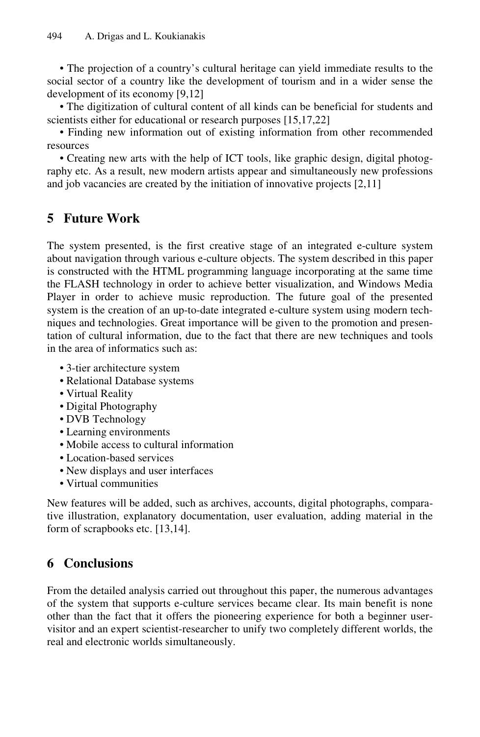- The projection of a country's cultural heritage can yield immediate results to the social sector of a country like the development of tourism and in a wider sense the development of its economy [9,12]
- The digitization of cultural content of all kinds can be beneficial for students and scientists either for educational or research purposes [15,17,22]
- Finding new information out of existing information from other recommended resources
- Creating new arts with the help of ICT tools, like graphic design, digital photography etc. As a result, new modern artists appear and simultaneously new professions and job vacancies are created by the initiation of innovative projects [2,11]

## 5 Future Work

The system presented, is the first creative stage of an integrated e-culture system about navigation through various e-culture objects. The system described in this paper is constructed with the HTML programming language incorporating at the same time the FLASH technology in order to achieve better visualization, and Windows Media Player in order to achieve music reproduction. The future goal of the presented system is the creation of an up-to-date integrated e-culture system using modern techniques and technologies. Great importance will be given to the promotion and presentation of cultural information, due to the fact that there are new techniques and tools in the area of informatics such as:

- 3-tier architecture system
- Relational Database systems
- Virtual Reality
- Digital Photography
- DVB Technology
- Learning environments
- Mobile access to cultural information
- Location-based services
- New displays and user interfaces
- Virtual communities

New features will be added, such as archives, accounts, digital photographs, comparative illustration, explanatory documentation, user evaluation, adding material in the form of scrapbooks etc. [13,14].

## 6 Conclusions

From the detailed analysis carried out throughout this paper, the numerous advantages of the system that supports e-culture services became clear. Its main benefit is none other than the fact that it offers the pioneering experience for both a beginner user-visitor and an expert scientist-researcher to unify two completely different worlds, the real and electronic worlds simultaneously.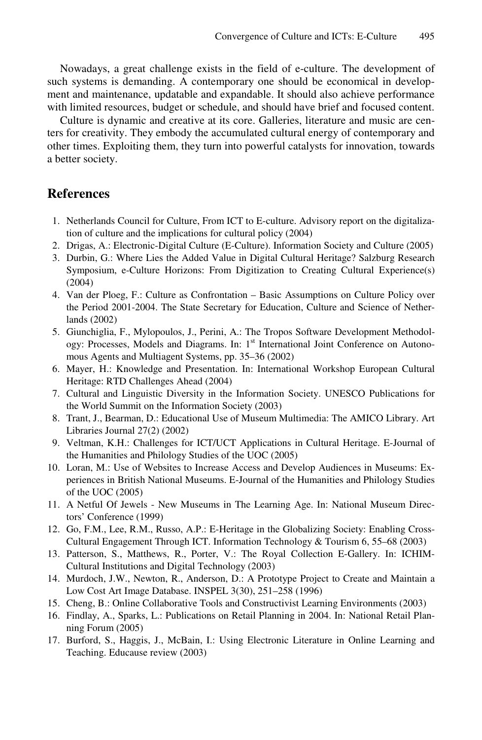Nowadays, a great challenge exists in the field of e-culture. The development of such systems is demanding. A contemporary one should be economical in development and maintenance, updatable and expandable. It should also achieve performance with limited resources, budget or schedule, and should have brief and focused content.

Culture is dynamic and creative at its core. Galleries, literature and music are centers for creativity. They embody the accumulated cultural energy of contemporary and other times. Exploiting them, they turn into powerful catalysts for innovation, towards a better society.

## References

1. Netherlands Council for Culture, From ICT to E-culture. Advisory report on the digitalization of culture and the implications for cultural policy (2004)
2. Drigas, A.: Electronic-Digital Culture (E-Culture). Information Society and Culture (2005)
3. Durbin, G.: Where Lies the Added Value in Digital Cultural Heritage? Salzburg Research Symposium, e-Culture Horizons: From Digitization to Creating Cultural Experience(s) (2004)
4. Van der Ploeg, F.: Culture as Confrontation – Basic Assumptions on Culture Policy over the Period 2001-2004. The State Secretary for Education, Culture and Science of Netherlands (2002)
5. Giunchiglia, F., Mylopoulos, J., Perini, A.: The Tropos Software Development Methodology: Processes, Models and Diagrams. In: 1st International Joint Conference on Autonomous Agents and Multiagent Systems, pp. 35–36 (2002)
6. Mayer, H.: Knowledge and Presentation. In: International Workshop European Cultural Heritage: RTD Challenges Ahead (2004)
7. Cultural and Linguistic Diversity in the Information Society. UNESCO Publications for the World Summit on the Information Society (2003)
8. Trant, J., Bearman, D.: Educational Use of Museum Multimedia: The AMICO Library. Art Libraries Journal 27(2) (2002)
9. Veltman, K.H.: Challenges for ICT/UCT Applications in Cultural Heritage. E-Journal of the Humanities and Philology Studies of the UOC (2005)
10. Loran, M.: Use of Websites to Increase Access and Develop Audiences in Museums: Experiences in British National Museums. E-Journal of the Humanities and Philology Studies of the UOC (2005)
11. A Netful Of Jewels - New Museums in The Learning Age. In: National Museum Directors' Conference (1999)
12. Go, F.M., Lee, R.M., Russo, A.P.: E-Heritage in the Globalizing Society: Enabling Cross-Cultural Engagement Through ICT. Information Technology & Tourism 6, 55–68 (2003)
13. Patterson, S., Matthews, R., Porter, V.: The Royal Collection E-Gallery. In: ICHIM-Cultural Institutions and Digital Technology (2003)
14. Murdoch, J.W., Newton, R., Anderson, D.: A Prototype Project to Create and Maintain a Low Cost Art Image Database. INSPEL 3(30), 251–258 (1996)
15. Cheng, B.: Online Collaborative Tools and Constructivist Learning Environments (2003)
16. Findlay, A., Sparks, L.: Publications on Retail Planning in 2004. In: National Retail Planning Forum (2005)
17. Burford, S., Haggis, J., McBain, I.: Using Electronic Literature in Online Learning and Teaching. Educause review (2003)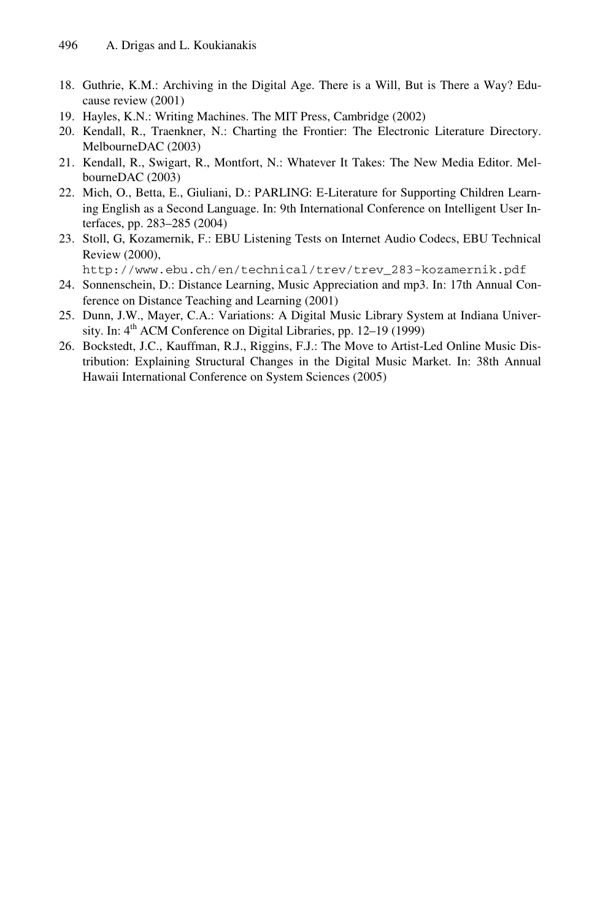18. Guthrie, K.M.: Archiving in the Digital Age. There is a Will, But is There a Way? Educause review (2001)
19. Hayles, K.N.: Writing Machines. The MIT Press, Cambridge (2002)
20. Kendall, R., Traenkner, N.: Charting the Frontier: The Electronic Literature Directory. MelbourneDAC (2003)
21. Kendall, R., Swigart, R., Montfort, N.: Whatever It Takes: The New Media Editor. MelbourneDAC (2003)
22. Mich, O., Betta, E., Giuliani, D.: PARLING: E-Literature for Supporting Children Learning English as a Second Language. In: 9th International Conference on Intelligent User Interfaces, pp. 283–285 (2004)
23. Stoll, G, Kozamernik, F.: EBU Listening Tests on Internet Audio Codecs, EBU Technical Review (2000), http://www.ebu.ch/en/technical/trev/trev_283-kozamernik.pdf
24. Sonnenschein, D.: Distance Learning, Music Appreciation and mp3. In: 17th Annual Conference on Distance Teaching and Learning (2001)
25. Dunn, J.W., Mayer, C.A.: Variations: A Digital Music Library System at Indiana University. In: 4th ACM Conference on Digital Libraries, pp. 12–19 (1999)
26. Bockstedt, J.C., Kauffman, R.J., Riggins, F.J.: The Move to Artist-Led Online Music Distribution: Explaining Structural Changes in the Digital Music Market. In: 38th Annual Hawaii International Conference on System Sciences (2005)